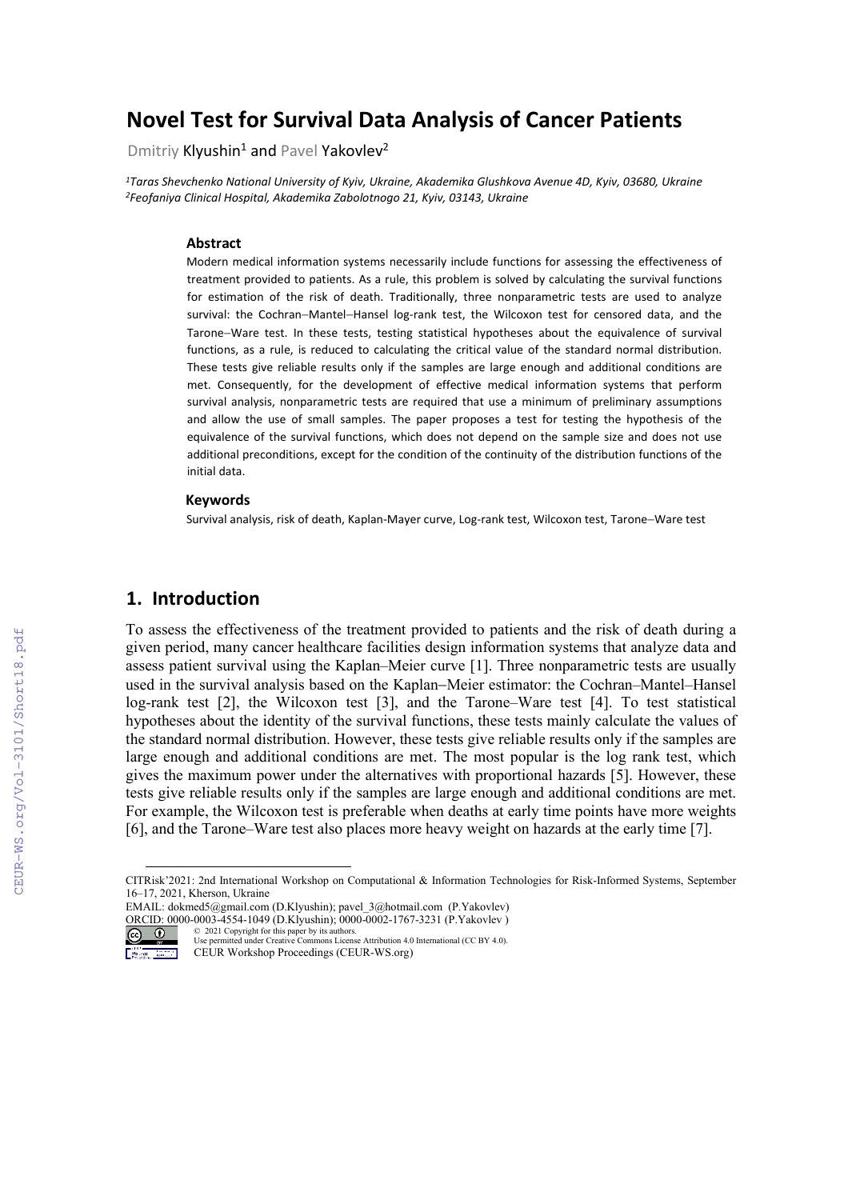# Novel Test for Survival Data Analysis of Cancer Patients

Dmitriy Klyushin[1] and Pavel Yakovlev[2]

[1] *Taras Shevchenko National University of Kyiv, Ukraine, Akademika Glushkova Avenue 4D, Kyiv, 03680, Ukraine*
[2] *Feofaniya Clinical Hospital, Akademika Zabolotnogo 21, Kyiv, 03143, Ukraine*

### Abstract

Modern medical information systems necessarily include functions for assessing the effectiveness of treatment provided to patients. As a rule, this problem is solved by calculating the survival functions for estimation of the risk of death. Traditionally, three nonparametric tests are used to analyze survival: the Cochran–Mantel–Hansel log-rank test, the Wilcoxon test for censored data, and the Tarone–Ware test. In these tests, testing statistical hypotheses about the equivalence of survival functions, as a rule, is reduced to calculating the critical value of the standard normal distribution. These tests give reliable results only if the samples are large enough and additional conditions are met. Consequently, for the development of effective medical information systems that perform survival analysis, nonparametric tests are required that use a minimum of preliminary assumptions and allow the use of small samples. The paper proposes a test for testing the hypothesis of the equivalence of the survival functions, which does not depend on the sample size and does not use additional preconditions, except for the condition of the continuity of the distribution functions of the initial data.

### Keywords

Survival analysis, risk of death, Kaplan-Mayer curve, Log-rank test, Wilcoxon test, Tarone–Ware test

## 1. Introduction

To assess the effectiveness of the treatment provided to patients and the risk of death during a given period, many cancer healthcare facilities design information systems that analyze data and assess patient survival using the Kaplan–Meier curve [1]. Three nonparametric tests are usually used in the survival analysis based on the Kaplan–Meier estimator: the Cochran–Mantel–Hansel log-rank test [2], the Wilcoxon test [3], and the Tarone–Ware test [4]. To test statistical hypotheses about the identity of the survival functions, these tests mainly calculate the values of the standard normal distribution. However, these tests give reliable results only if the samples are large enough and additional conditions are met. The most popular is the log rank test, which gives the maximum power under the alternatives with proportional hazards [5]. However, these tests give reliable results only if the samples are large enough and additional conditions are met. For example, the Wilcoxon test is preferable when deaths at early time points have more weights [6], and the Tarone–Ware test also places more heavy weight on hazards at the early time [7].

CITRisk'2021: 2nd International Workshop on Computational & Information Technologies for Risk-Informed Systems, September 16–17, 2021, Kherson, Ukraine
EMAIL: dokmed5@gmail.com (D.Klyushin); pavel_3@hotmail.com (P.Yakovlev)
ORCID: 0000-0003-4554-1049 (D.Klyushin); 0000-0002-1767-3231 (P.Yakovlev)
© 2021 Copyright for this paper by its authors.
Use permitted under Creative Commons License Attribution 4.0 International (CC BY 4.0).
CEUR Workshop Proceedings (CEUR-WS.org)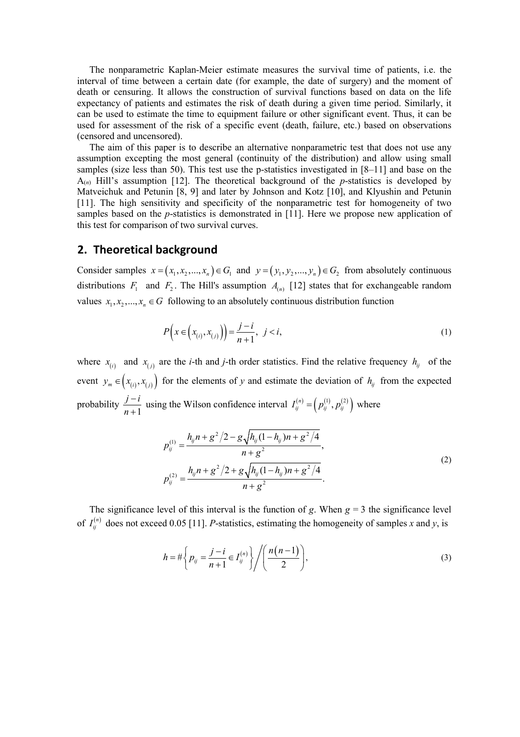The nonparametric Kaplan-Meier estimate measures the survival time of patients, i.e. the interval of time between a certain date (for example, the date of surgery) and the moment of death or censuring. It allows the construction of survival functions based on data on the life expectancy of patients and estimates the risk of death during a given time period. Similarly, it can be used to estimate the time to equipment failure or other significant event. Thus, it can be used for assessment of the risk of a specific event (death, failure, etc.) based on observations (censored and uncensored).

The aim of this paper is to describe an alternative nonparametric test that does not use any assumption excepting the most general (continuity of the distribution) and allow using small samples (size less than 50). This test use the p-statistics investigated in [8–11] and base on the $A_{(n)}$ Hill's assumption [12]. The theoretical background of the *p*-statistics is developed by Matveichuk and Petunin [8, 9] and later by Johnson and Kotz [10], and Klyushin and Petunin [11]. The high sensitivity and specificity of the nonparametric test for homogeneity of two samples based on the *p*-statistics is demonstrated in [11]. Here we propose new application of this test for comparison of two survival curves.

## 2. Theoretical background

Consider samples $x = (x_1, x_2, ..., x_n) \in G_1$ and $y = (y_1, y_2, ..., y_n) \in G_2$ from absolutely continuous distributions $F_1$ and $F_2$. The Hill's assumption $A_{(n)}$ [12] states that for exchangeable random values $x_1, x_2, ..., x_n \in G$ following to an absolutely continuous distribution function

$$P\left(x \in \left(x_{(i)}, x_{(j)}\right)\right) = \frac{j-i}{n+1}, \; j < i, \tag{1}$$

where $x_{(i)}$ and $x_{(j)}$ are the *i*-th and *j*-th order statistics. Find the relative frequency $h_{ij}$ of the event $y_m \in \left(x_{(i)}, x_{(j)}\right)$ for the elements of *y* and estimate the deviation of $h_{ij}$ from the expected probability $\frac{j-i}{n+1}$ using the Wilson confidence interval $I_{ij}^{(n)} = \left(p_{ij}^{(1)}, p_{ij}^{(2)}\right)$ where

$$\begin{aligned}
p_{ij}^{(1)} &= \frac{h_{ij}n + g^2/2 - g\sqrt{h_{ij}(1-h_{ij})n + g^2/4}}{n+g^2}, \\
p_{ij}^{(2)} &= \frac{h_{ij}n + g^2/2 + g\sqrt{h_{ij}(1-h_{ij})n + g^2/4}}{n+g^2}.
\end{aligned} \tag{2}$$

The significance level of this interval is the function of *g*. When *g* = 3 the significance level of $I_{ij}^{(n)}$ does not exceed 0.05 [11]. *P*-statistics, estimating the homogeneity of samples *x* and *y*, is

$$h = \#\left\{ p_{ij} = \frac{j-i}{n+1} \in I_{ij}^{(n)} \right\} \Bigg/ \left( \frac{n(n-1)}{2} \right), \tag{3}$$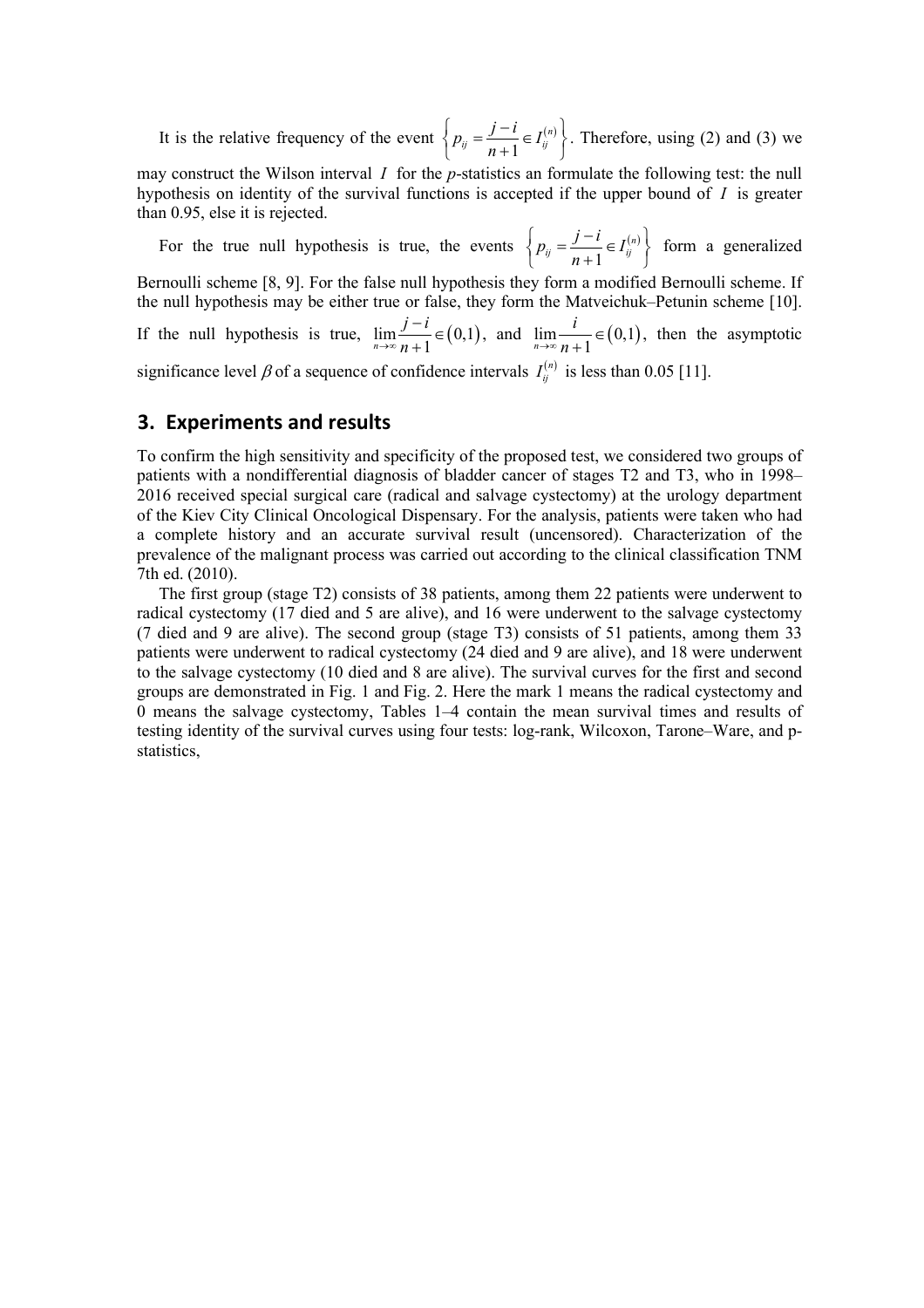It is the relative frequency of the event $\left\{ p_{ij} = \frac{j-i}{n+1} \in I_{ij}^{(n)} \right\}$. Therefore, using (2) and (3) we may construct the Wilson interval $I$ for the *p*-statistics an formulate the following test: the null hypothesis on identity of the survival functions is accepted if the upper bound of $I$ is greater than 0.95, else it is rejected.

For the true null hypothesis is true, the events $\left\{ p_{ij} = \frac{j-i}{n+1} \in I_{ij}^{(n)} \right\}$ form a generalized Bernoulli scheme [8, 9]. For the false null hypothesis they form a modified Bernoulli scheme. If the null hypothesis may be either true or false, they form the Matveichuk–Petunin scheme [10]. If the null hypothesis is true, $\lim_{n\to\infty} \frac{j-i}{n+1} \in (0,1)$, and $\lim_{n\to\infty} \frac{i}{n+1} \in (0,1)$, then the asymptotic significance level $\beta$ of a sequence of confidence intervals $I_{ij}^{(n)}$ is less than 0.05 [11].

## 3. Experiments and results

To confirm the high sensitivity and specificity of the proposed test, we considered two groups of patients with a nondifferential diagnosis of bladder cancer of stages T2 and T3, who in 1998–2016 received special surgical care (radical and salvage cystectomy) at the urology department of the Kiev City Clinical Oncological Dispensary. For the analysis, patients were taken who had a complete history and an accurate survival result (uncensored). Characterization of the prevalence of the malignant process was carried out according to the clinical classification TNM 7th ed. (2010).

The first group (stage T2) consists of 38 patients, among them 22 patients were underwent to radical cystectomy (17 died and 5 are alive), and 16 were underwent to the salvage cystectomy (7 died and 9 are alive). The second group (stage T3) consists of 51 patients, among them 33 patients were underwent to radical cystectomy (24 died and 9 are alive), and 18 were underwent to the salvage cystectomy (10 died and 8 are alive). The survival curves for the first and second groups are demonstrated in Fig. 1 and Fig. 2. Here the mark 1 means the radical cystectomy and 0 means the salvage cystectomy, Tables 1–4 contain the mean survival times and results of testing identity of the survival curves using four tests: log-rank, Wilcoxon, Tarone–Ware, and p-statistics,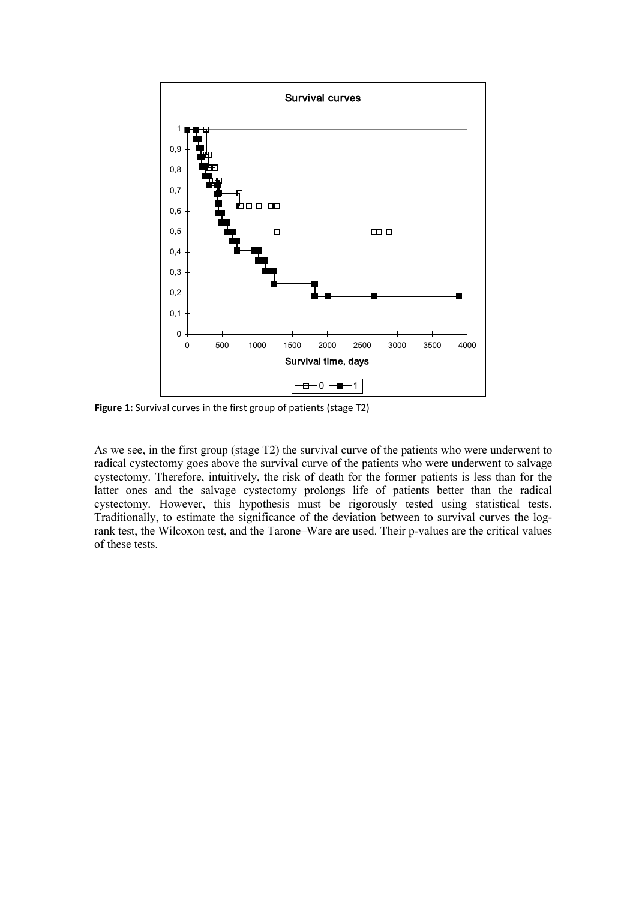Figure 1: Survival curves in the first group of patients (stage T2)

As we see, in the first group (stage T2) the survival curve of the patients who were underwent to radical cystectomy goes above the survival curve of the patients who were underwent to salvage cystectomy. Therefore, intuitively, the risk of death for the former patients is less than for the latter ones and the salvage cystectomy prolongs life of patients better than the radical cystectomy. However, this hypothesis must be rigorously tested using statistical tests. Traditionally, to estimate the significance of the deviation between to survival curves the log-rank test, the Wilcoxon test, and the Tarone–Ware are used. Their p-values are the critical values of these tests.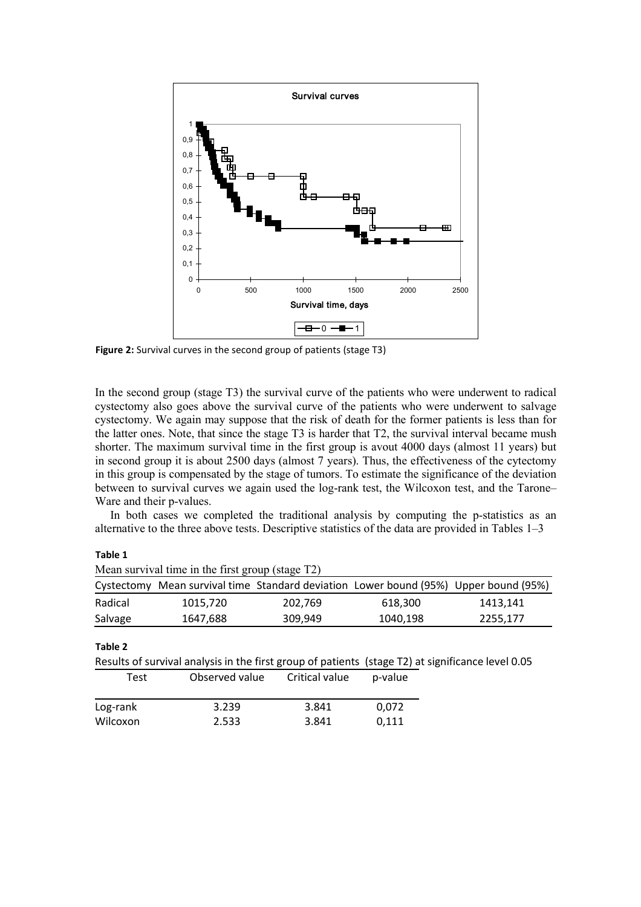**Figure 2:** Survival curves in the second group of patients (stage T3)

In the second group (stage T3) the survival curve of the patients who were underwent to radical cystectomy also goes above the survival curve of the patients who were underwent to salvage cystectomy. We again may suppose that the risk of death for the former patients is less than for the latter ones. Note, that since the stage T3 is harder that T2, the survival interval became mush shorter. The maximum survival time in the first group is avout 4000 days (almost 11 years) but in second group it is about 2500 days (almost 7 years). Thus, the effectiveness of the cytectomy in this group is compensated by the stage of tumors. To estimate the significance of the deviation between to survival curves we again used the log-rank test, the Wilcoxon test, and the Tarone–Ware and their p-values.

In both cases we completed the traditional analysis by computing the p-statistics as an alternative to the three above tests. Descriptive statistics of the data are provided in Tables 1–3

**Table 1**

Mean survival time in the first group (stage T2)

| Cystectomy | Mean survival time | Standard deviation | Lower bound (95%) | Upper bound (95%) |
|---|---|---|---|---|
| Radical | 1015,720 | 202,769 | 618,300 | 1413,141 |
| Salvage | 1647,688 | 309,949 | 1040,198 | 2255,177 |

**Table 2**

Results of survival analysis in the first group of patients (stage T2) at significance level 0.05

| Test | Observed value | Critical value | p-value |
|---|---|---|---|
| Log-rank | 3.239 | 3.841 | 0,072 |
| Wilcoxon | 2.533 | 3.841 | 0,111 |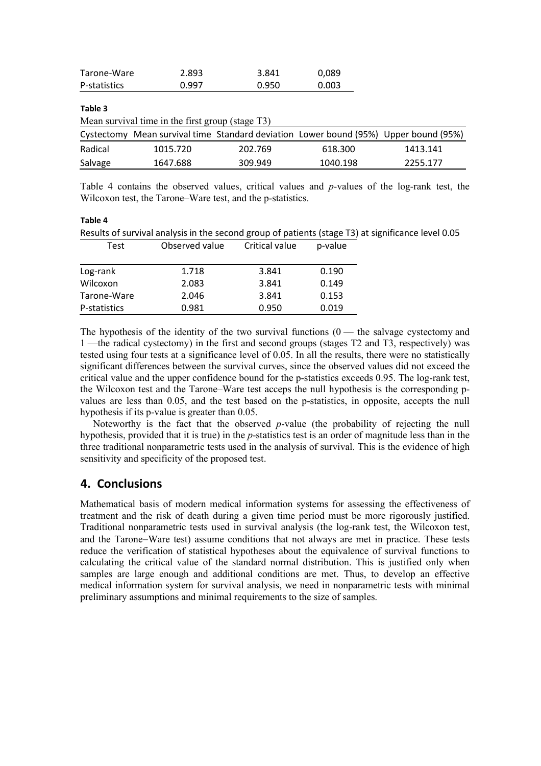| Tarone-Ware | 2.893 | 3.841 | 0,089 |
|---|---|---|---|
| P-statistics | 0.997 | 0.950 | 0.003 |

**Table 3**

Mean survival time in the first group (stage T3)

| Cystectomy | Mean survival time | Standard deviation | Lower bound (95%) | Upper bound (95%) |
|---|---|---|---|---|
| Radical | 1015.720 | 202.769 | 618.300 | 1413.141 |
| Salvage | 1647.688 | 309.949 | 1040.198 | 2255.177 |

Table 4 contains the observed values, critical values and *p*-values of the log-rank test, the Wilcoxon test, the Tarone–Ware test, and the p-statistics.

**Table 4**

Results of survival analysis in the second group of patients (stage T3) at significance level 0.05

| Test | Observed value | Critical value | p-value |
|---|---|---|---|
| Log-rank | 1.718 | 3.841 | 0.190 |
| Wilcoxon | 2.083 | 3.841 | 0.149 |
| Tarone-Ware | 2.046 | 3.841 | 0.153 |
| P-statistics | 0.981 | 0.950 | 0.019 |

The hypothesis of the identity of the two survival functions (0 — the salvage cystectomy and 1 —the radical cystectomy) in the first and second groups (stages T2 and T3, respectively) was tested using four tests at a significance level of 0.05. In all the results, there were no statistically significant differences between the survival curves, since the observed values did not exceed the critical value and the upper confidence bound for the p-statistics exceeds 0.95. The log-rank test, the Wilcoxon test and the Tarone–Ware test acceps the null hypothesis is the corresponding p-values are less than 0.05, and the test based on the p-statistics, in opposite, accepts the null hypothesis if its p-value is greater than 0.05.

Noteworthy is the fact that the observed *p*-value (the probability of rejecting the null hypothesis, provided that it is true) in the *p*-statistics test is an order of magnitude less than in the three traditional nonparametric tests used in the analysis of survival. This is the evidence of high sensitivity and specificity of the proposed test.

## 4. Conclusions

Mathematical basis of modern medical information systems for assessing the effectiveness of treatment and the risk of death during a given time period must be more rigorously justified. Traditional nonparametric tests used in survival analysis (the log-rank test, the Wilcoxon test, and the Tarone–Ware test) assume conditions that not always are met in practice. These tests reduce the verification of statistical hypotheses about the equivalence of survival functions to calculating the critical value of the standard normal distribution. This is justified only when samples are large enough and additional conditions are met. Thus, to develop an effective medical information system for survival analysis, we need in nonparametric tests with minimal preliminary assumptions and minimal requirements to the size of samples.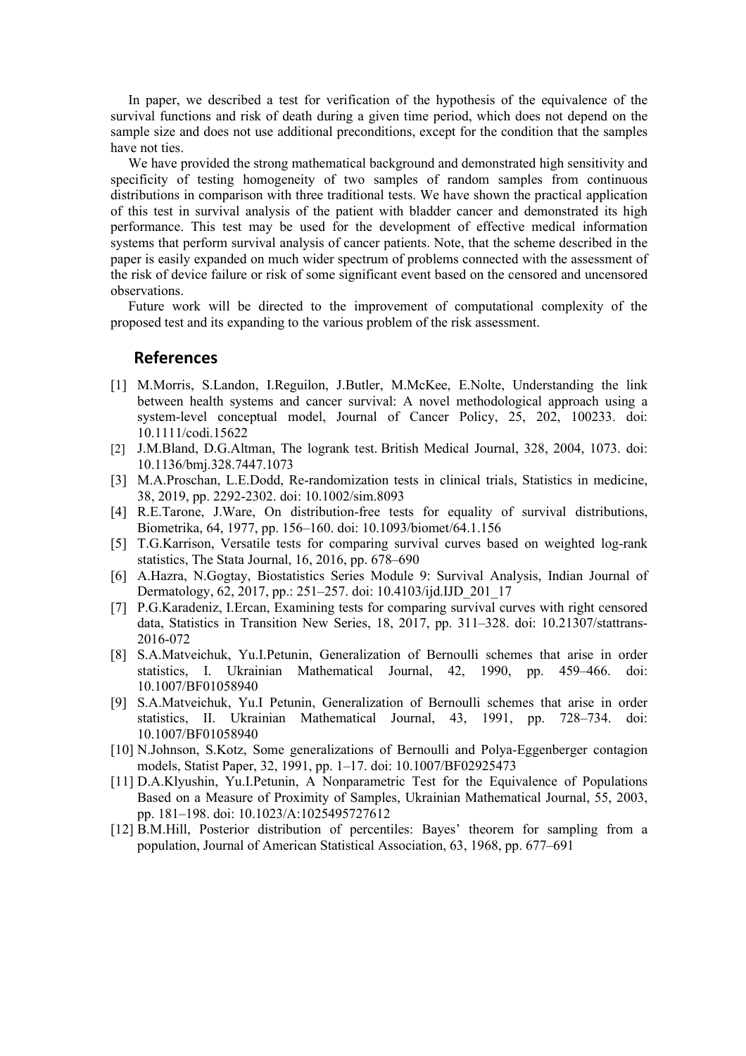In paper, we described a test for verification of the hypothesis of the equivalence of the survival functions and risk of death during a given time period, which does not depend on the sample size and does not use additional preconditions, except for the condition that the samples have not ties.

We have provided the strong mathematical background and demonstrated high sensitivity and specificity of testing homogeneity of two samples of random samples from continuous distributions in comparison with three traditional tests. We have shown the practical application of this test in survival analysis of the patient with bladder cancer and demonstrated its high performance. This test may be used for the development of effective medical information systems that perform survival analysis of cancer patients. Note, that the scheme described in the paper is easily expanded on much wider spectrum of problems connected with the assessment of the risk of device failure or risk of some significant event based on the censored and uncensored observations.

Future work will be directed to the improvement of computational complexity of the proposed test and its expanding to the various problem of the risk assessment.

## References

[1] M.Morris, S.Landon, I.Reguilon, J.Butler, M.McKee, E.Nolte, Understanding the link between health systems and cancer survival: A novel methodological approach using a system-level conceptual model, Journal of Cancer Policy, 25, 202, 100233. doi: 10.1111/codi.15622

[2] J.M.Bland, D.G.Altman, The logrank test. British Medical Journal, 328, 2004, 1073. doi: 10.1136/bmj.328.7447.1073

[3] M.A.Proschan, L.E.Dodd, Re-randomization tests in clinical trials, Statistics in medicine, 38, 2019, pp. 2292-2302. doi: 10.1002/sim.8093

[4] R.E.Tarone, J.Ware, On distribution-free tests for equality of survival distributions, Biometrika, 64, 1977, pp. 156–160. doi: 10.1093/biomet/64.1.156

[5] T.G.Karrison, Versatile tests for comparing survival curves based on weighted log-rank statistics, The Stata Journal, 16, 2016, pp. 678–690

[6] A.Hazra, N.Gogtay, Biostatistics Series Module 9: Survival Analysis, Indian Journal of Dermatology, 62, 2017, pp.: 251–257. doi: 10.4103/ijd.IJD_201_17

[7] P.G.Karadeniz, I.Ercan, Examining tests for comparing survival curves with right censored data, Statistics in Transition New Series, 18, 2017, pp. 311–328. doi: 10.21307/stattrans-2016-072

[8] S.A.Matveichuk, Yu.I.Petunin, Generalization of Bernoulli schemes that arise in order statistics, I. Ukrainian Mathematical Journal, 42, 1990, pp. 459–466. doi: 10.1007/BF01058940

[9] S.A.Matveichuk, Yu.I Petunin, Generalization of Bernoulli schemes that arise in order statistics, II. Ukrainian Mathematical Journal, 43, 1991, pp. 728–734. doi: 10.1007/BF01058940

[10] N.Johnson, S.Kotz, Some generalizations of Bernoulli and Polya-Eggenberger contagion models, Statist Paper, 32, 1991, pp. 1–17. doi: 10.1007/BF02925473

[11] D.A.Klyushin, Yu.I.Petunin, A Nonparametric Test for the Equivalence of Populations Based on a Measure of Proximity of Samples, Ukrainian Mathematical Journal, 55, 2003, pp. 181–198. doi: 10.1023/A:1025495727612

[12] B.M.Hill, Posterior distribution of percentiles: Bayes' theorem for sampling from a population, Journal of American Statistical Association, 63, 1968, pp. 677–691